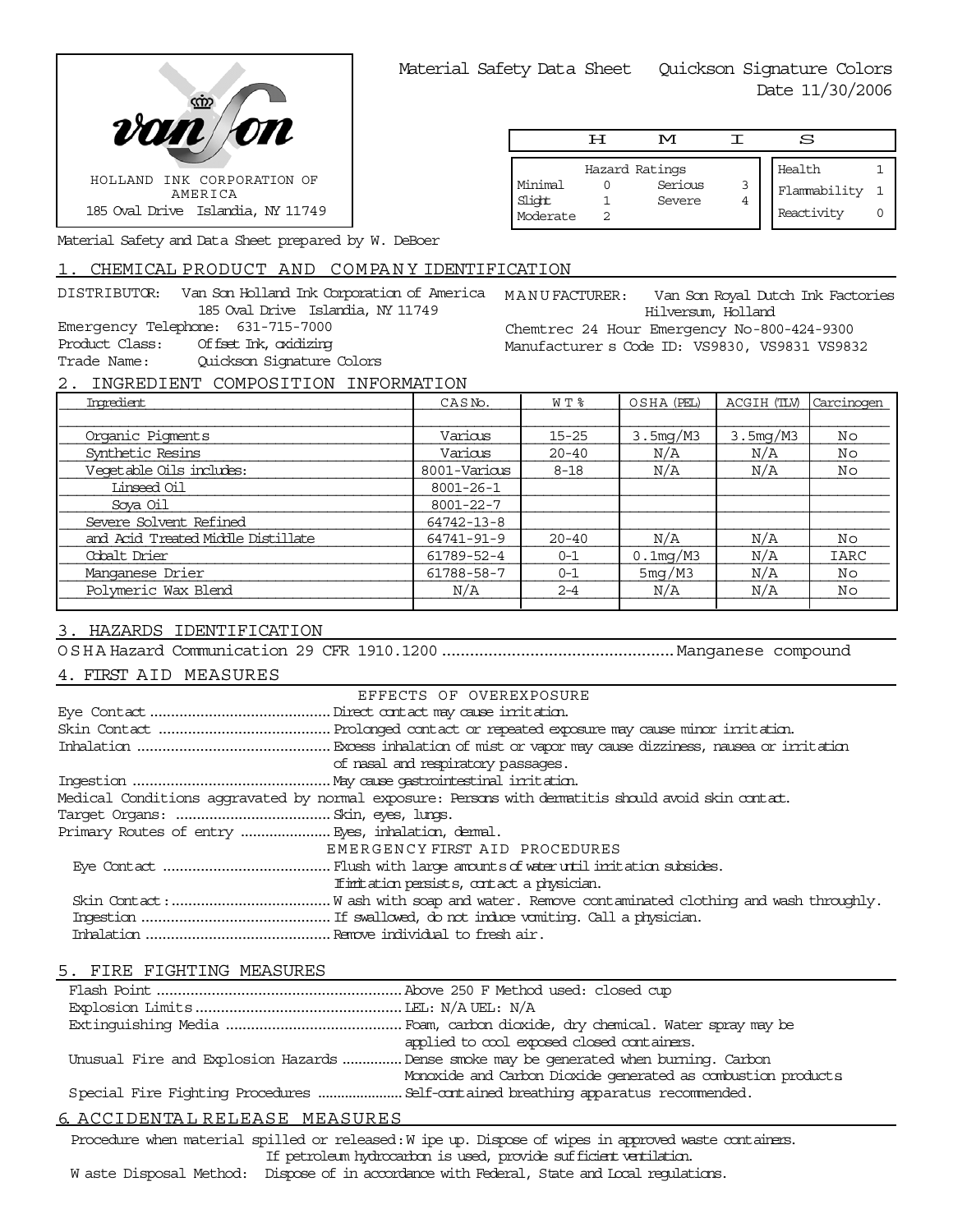HOLLAND INK CORPORATION OF AMERICA
185 Oval Drive Islandia, NY 11749

Material Safety Data Sheet Quickson Signature Colors
Date 11/30/2006

| H | M | I | S |
|---|---|---|---|

| Hazard Ratings | | | |
|---|---|---|---|
| Minimal | 0 | Serious | 3 |
| Slight | 1 | Severe | 4 |
| Moderate | 2 | | |

| | |
|---|---|
| Health | 1 |
| Flammability | 1 |
| Reactivity | 0 |

Material Safety and Data Sheet prepared by W. DeBoer

## 1. CHEMICAL PRODUCT AND COMPANY IDENTIFICATION

DISTRIBUTOR: Van Son Holland Ink Corporation of America
185 Oval Drive Islandia, NY 11749
Emergency Telephone: 631-715-7000
Product Class: Offset Ink, oxidizing
Trade Name: Quickson Signature Colors

MANUFACTURER: Van Son Royal Dutch Ink Factories
Hilversum, Holland
Chemtrec 24 Hour Emergency No-800-424-9300
Manufacturer s Code ID: VS9830, VS9831 VS9832

## 2. INGREDIENT COMPOSITION INFORMATION

| Ingredient | CAS No. | WT % | OSHA (PEL) | ACGIH (TLV) | Carcinogen |
|---|---|---|---|---|---|
| Organic Pigments | Various | 15-25 | 3.5mg/M3 | 3.5mg/M3 | No |
| Synthetic Resins | Various | 20-40 | N/A | N/A | No |
| Vegetable Oils includes: | 8001-Various | 8-18 | N/A | N/A | No |
| Linseed Oil | 8001-26-1 | | | | |
| Soya Oil | 8001-22-7 | | | | |
| Severe Solvent Refined | 64742-13-8 | | | | |
| and Acid Treated Middle Distillate | 64741-91-9 | 20-40 | N/A | N/A | No |
| Cobalt Drier | 61789-52-4 | 0-1 | 0.1mg/M3 | N/A | IARC |
| Manganese Drier | 61788-58-7 | 0-1 | 5mg/M3 | N/A | No |
| Polymeric Wax Blend | N/A | 2-4 | N/A | N/A | No |

## 3. HAZARDS IDENTIFICATION

OSHA Hazard Communication 29 CFR 1910.1200 .................. Manganese compound

## 4. FIRST AID MEASURES

EFFECTS OF OVEREXPOSURE

Eye Contact .................. Direct contact may cause irritation.
Skin Contact .................. Prolonged contact or repeated exposure may cause minor irritation.
Inhalation .................. Excess inhalation of mist or vapor may cause dizziness, nausea or irritation of nasal and respiratory passages.
Ingestion .................. May cause gastrointestinal irritation.
Medical Conditions aggravated by normal exposure: Persons with dermatitis should avoid skin contact.
Target Organs: .................. Skin, eyes, lungs.
Primary Routes of entry .................. Eyes, inhalation, dermal.

EMERGENCY FIRST AID PROCEDURES

Eye Contact .................. Flush with large amounts of water until irritation subsides. If irritation persists, contact a physician.
Skin Contact: .................. Wash with soap and water. Remove contaminated clothing and wash throughly.
Ingestion .................. If swallowed, do not induce vomiting. Call a physician.
Inhalation .................. Remove individual to fresh air.

## 5. FIRE FIGHTING MEASURES

Flash Point .................. Above 250 F Method used: closed cup
Explosion Limits .................. LEL: N/A UEL: N/A
Extinguishing Media .................. Foam, carbon dioxide, dry chemical. Water spray may be applied to cool exposed closed containers.
Unusual Fire and Explosion Hazards .................. Dense smoke may be generated when burning. Carbon Monoxide and Carbon Dioxide generated as combustion products
Special Fire Fighting Procedures .................. Self-contained breathing apparatus recommended.

## 6. ACCIDENTAL RELEASE MEASURES

Procedure when material spilled or released: Wipe up. Dispose of wipes in approved waste containers. If petroleum hydrocarbon is used, provide sufficient ventilation.
Waste Disposal Method: Dispose of in accordance with Federal, State and Local regulations.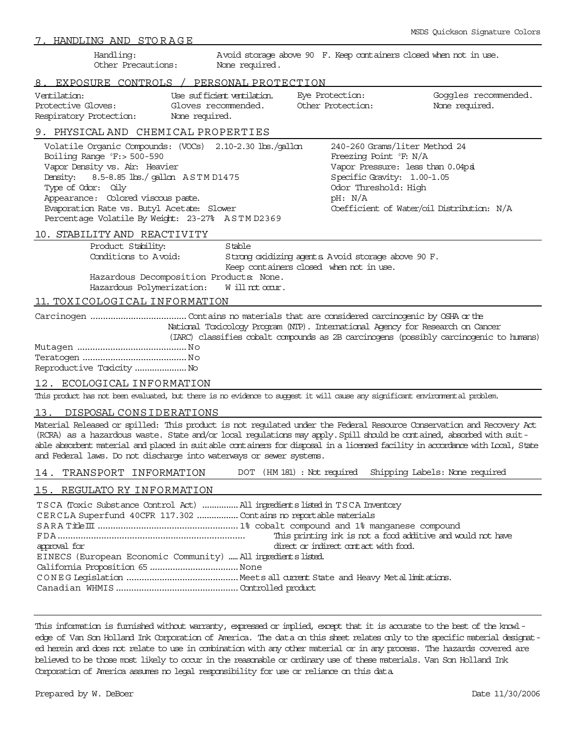## 7. HANDLING AND STORAGE

Handling: Avoid storage above 90 F. Keep containers closed when not in use.
Other Precautions: None required.

## 8. EXPOSURE CONTROLS / PERSONAL PROTECTION

| | | | |
|---|---|---|---|
| Ventilation: | Use sufficient ventilation. | Eye Protection: | Goggles recommended. |
| Protective Gloves: | Gloves recommended. | Other Protection: | None required. |
| Respiratory Protection: | None required. | | |

## 9. PHYSICAL AND CHEMICAL PROPERTIES

Volatile Organic Compounds: (VOCs) 2.10-2.30 lbs./gallon
240-260 Grams/liter Method 24
Boiling Range °F:> 500-590
Freezing Point °F: N/A
Vapor Density vs. Air: Heavier
Vapor Pressure: less than 0.04psi
Density: 8.5-8.85 lbs./gallon ASTM D1475
Specific Gravity: 1.00-1.05
Type of Odor: Oily
Odor Threshold: High
Appearance: Colored viscous paste.
pH: N/A
Evaporation Rate vs. Butyl Acetate: Slower
Coefficient of Water/oil Distribution: N/A
Percentage Volatile By Weight: 23-27% ASTM D2369

## 10. STABILITY AND REACTIVITY

Product Stability: Stable
Conditions to Avoid: Strong oxidizing agents. Avoid storage above 90 F. Keep containers closed when not in use.
Hazardous Decomposition Products: None.
Hazardous Polymerization: Will not occur.

## 11. TOXICOLOGICAL INFORMATION

Carcinogen ...................................... Contains no materials that are considered carcinogenic by OSHA or the National Toxicology Program (NTP). International Agency for Research on Cancer (IARC) classifies cobalt compounds as 2B carcinogens (possibly carcinogenic to humans)
Mutagen ........................................... No
Teratogen ......................................... No
Reproductive Toxicity ..................... No

## 12. ECOLOGICAL INFORMATION

This product has not been evaluated, but there is no evidence to suggest it will cause any significant environmental problem.

## 13. DISPOSAL CONSIDERATIONS

Material Released or spilled: This product is not regulated under the Federal Resource Conservation and Recovery Act (RCRA) as a hazardous waste. State and/or local regulations may apply. Spill should be contained, absorbed with suitable absorbent material and placed in suitable containers for disposal in a licensed facility in accordance with Local, State and Federal laws. Do not discharge into waterways or sewer systems.

## 14. TRANSPORT INFORMATION

DOT (HM 181): Not required Shipping Labels: None required

## 15. REGULATORY INFORMATION

TSCA (Toxic Substance Control Act) .............. All ingredients listed in TSCA Inventory
CERCLA Superfund 40CFR 117.302 ................ Contains no reportable materials
SARA Title III ....................................................... 1% cobalt compound and 1% manganese compound
FDA ......................................................................... This printing ink is not a food additive and would not have approval for direct or indirect contact with food.
EINECS (European Economic Community) ..... All ingredients listed.
California Proposition 65 .................................. None
CONEG Legislation ........................................... Meets all current State and Heavy Metal limitations.
Canadian WHMIS ............................................... Controlled product

---

This information is furnished without warranty, expressed or implied, except that it is accurate to the best of the knowledge of Van Son Holland Ink Corporation of America. The data on this sheet relates only to the specific material designated herein and does not relate to use in combination with any other material or in any process. The hazards covered are believed to be those most likely to occur in the reasonable or ordinary use of these materials. Van Son Holland Ink Corporation of America assumes no legal responsibility for use or reliance on this data.

Prepared by W. DeBoer

Date 11/30/2006